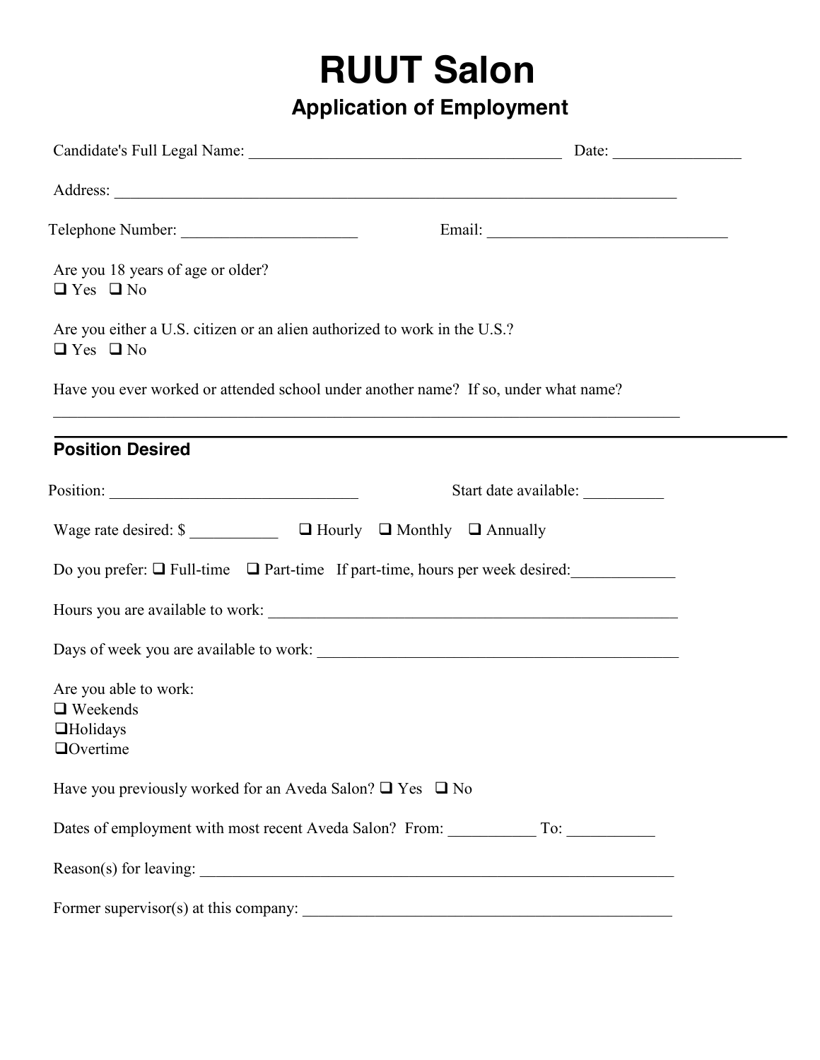# RUUT Salon

## Application of Employment

Candidate's Full Legal Name: ________________________________________ Date: ________________

Address: ________________________________________________________________________

Telephone Number: ______________________ Email: ______________________________

Are you 18 years of age or older?
☐ Yes ☐ No

Are you either a U.S. citizen or an alien authorized to work in the U.S.?
☐ Yes ☐ No

Have you ever worked or attended school under another name? If so, under what name?
________________________________________________________________________________

### Position Desired

Position: _______________________________ Start date available: __________

Wage rate desired: $ ___________ ☐ Hourly ☐ Monthly ☐ Annually

Do you prefer: ☐ Full-time ☐ Part-time If part-time, hours per week desired:_____________

Hours you are available to work: _____________________________________________________

Days of week you are available to work: _______________________________________________

Are you able to work:
☐ Weekends
☐ Holidays
☐ Overtime

Have you previously worked for an Aveda Salon? ☐ Yes ☐ No

Dates of employment with most recent Aveda Salon? From: ___________ To: ___________

Reason(s) for leaving: ______________________________________________________________

Former supervisor(s) at this company: _______________________________________________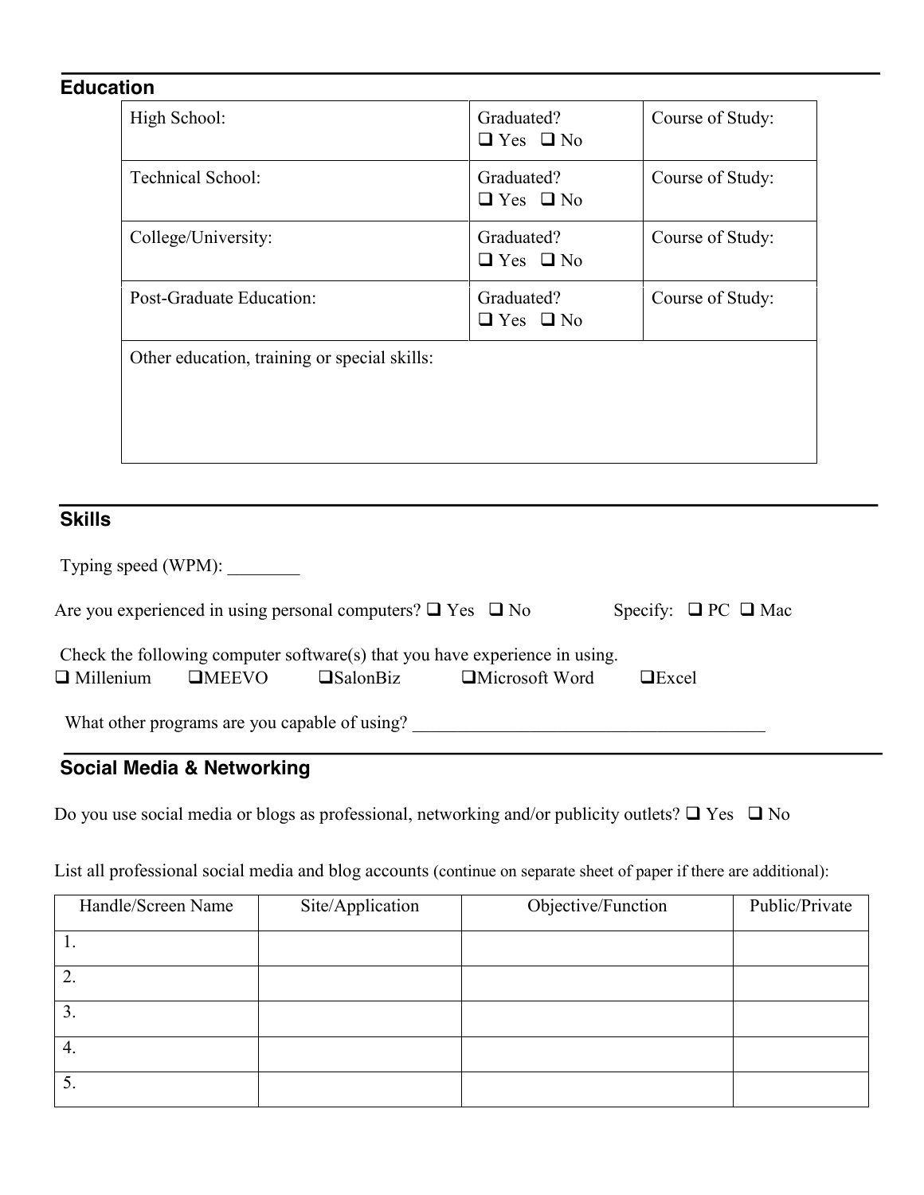## Education

| High School: | Graduated? ❑ Yes ❑ No | Course of Study: |
|---|---|---|
| Technical School: | Graduated? ❑ Yes ❑ No | Course of Study: |
| College/University: | Graduated? ❑ Yes ❑ No | Course of Study: |
| Post-Graduate Education: | Graduated? ❑ Yes ❑ No | Course of Study: |
| Other education, training or special skills: | | |

## Skills

Typing speed (WPM): ________

Are you experienced in using personal computers? ❑ Yes ❑ No Specify: ❑ PC ❑ Mac

Check the following computer software(s) that you have experience in using.
❑ Millenium ❑MEEVO ❑SalonBiz ❑Microsoft Word ❑Excel

What other programs are you capable of using? ________________________________________

## Social Media & Networking

Do you use social media or blogs as professional, networking and/or publicity outlets? ❑ Yes ❑ No

List all professional social media and blog accounts (continue on separate sheet of paper if there are additional):

| Handle/Screen Name | Site/Application | Objective/Function | Public/Private |
|---|---|---|---|
| 1. | | | |
| 2. | | | |
| 3. | | | |
| 4. | | | |
| 5. | | | |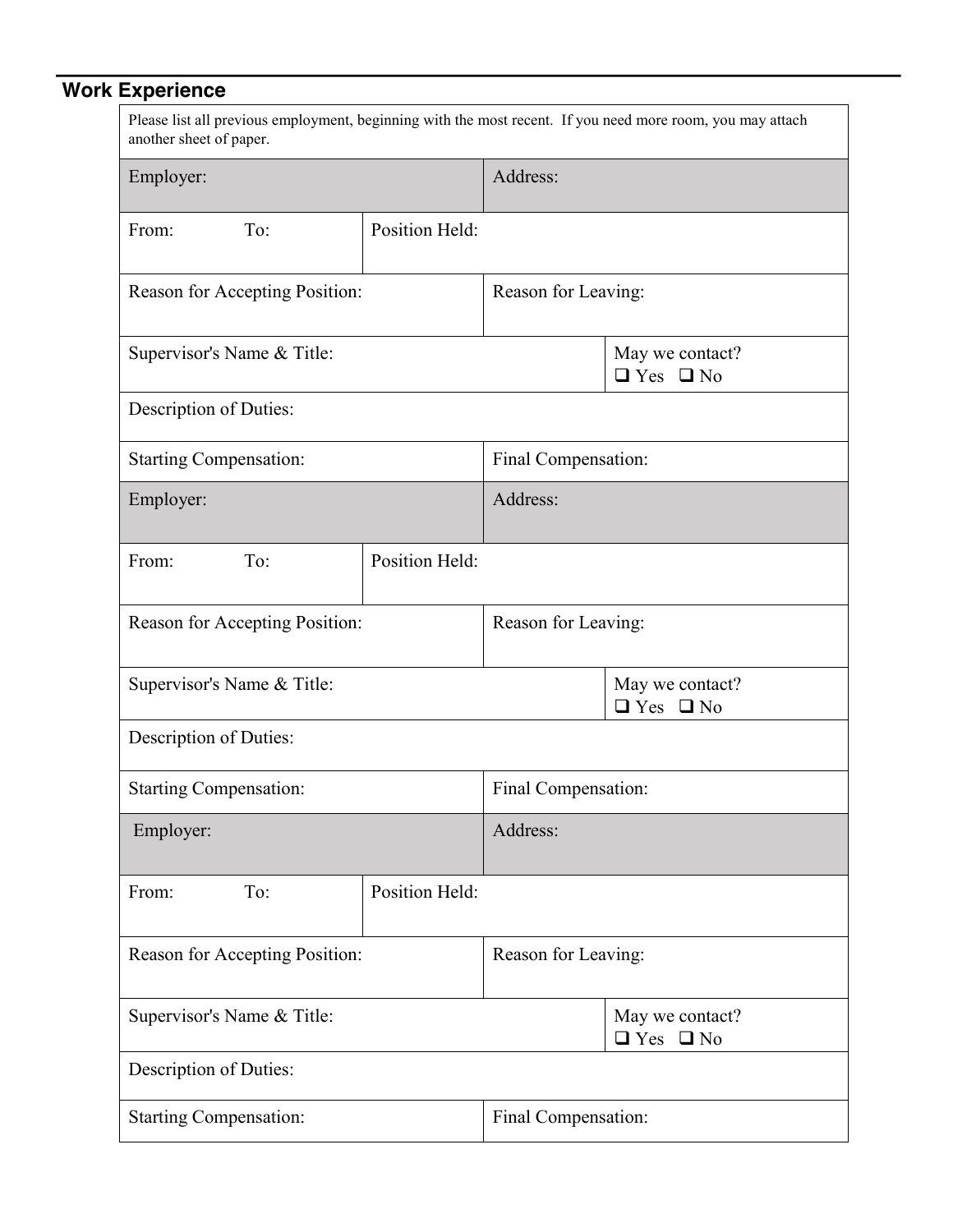## Work Experience

Please list all previous employment, beginning with the most recent. If you need more room, you may attach another sheet of paper.

| | | |
|---|---|---|
| Employer: | Address: | |
| From: To: | Position Held: | |
| Reason for Accepting Position: | Reason for Leaving: | |
| Supervisor's Name & Title: | | May we contact? ❑ Yes ❑ No |
| Description of Duties: | | |
| Starting Compensation: | Final Compensation: | |
| Employer: | Address: | |
| From: To: | Position Held: | |
| Reason for Accepting Position: | Reason for Leaving: | |
| Supervisor's Name & Title: | | May we contact? ❑ Yes ❑ No |
| Description of Duties: | | |
| Starting Compensation: | Final Compensation: | |
| Employer: | Address: | |
| From: To: | Position Held: | |
| Reason for Accepting Position: | Reason for Leaving: | |
| Supervisor's Name & Title: | | May we contact? ❑ Yes ❑ No |
| Description of Duties: | | |
| Starting Compensation: | Final Compensation: | |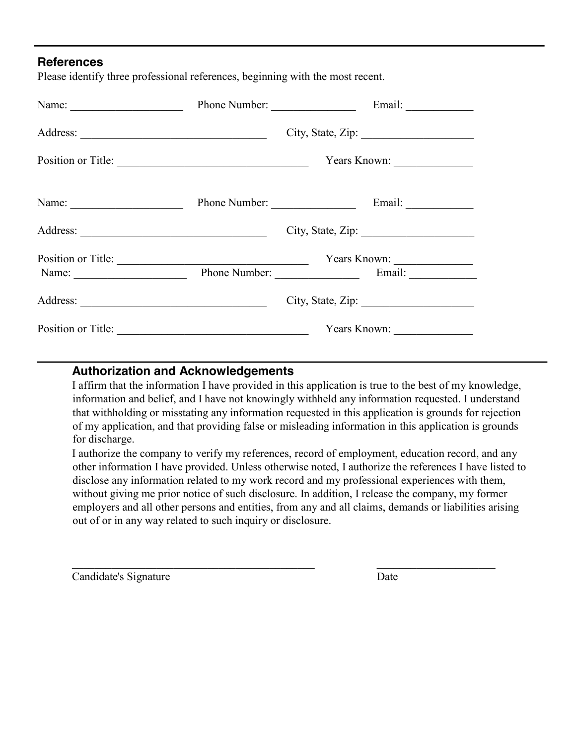## References

Please identify three professional references, beginning with the most recent.

Name: ____________________ Phone Number: _______________ Email: ____________

Address: _________________________________ City, State, Zip: ____________________

Position or Title: __________________________________ Years Known: ______________

Name: ____________________ Phone Number: _______________ Email: ____________

Address: _________________________________ City, State, Zip: ____________________

Position or Title: __________________________________ Years Known: ______________

Name: ____________________ Phone Number: _______________ Email: ____________

Address: _________________________________ City, State, Zip: ____________________

Position or Title: __________________________________ Years Known: ______________

## Authorization and Acknowledgements

I affirm that the information I have provided in this application is true to the best of my knowledge, information and belief, and I have not knowingly withheld any information requested. I understand that withholding or misstating any information requested in this application is grounds for rejection of my application, and that providing false or misleading information in this application is grounds for discharge.

I authorize the company to verify my references, record of employment, education record, and any other information I have provided. Unless otherwise noted, I authorize the references I have listed to disclose any information related to my work record and my professional experiences with them, without giving me prior notice of such disclosure. In addition, I release the company, my former employers and all other persons and entities, from any and all claims, demands or liabilities arising out of or in any way related to such inquiry or disclosure.

_____________________________________________ _____________________

Candidate's Signature Date